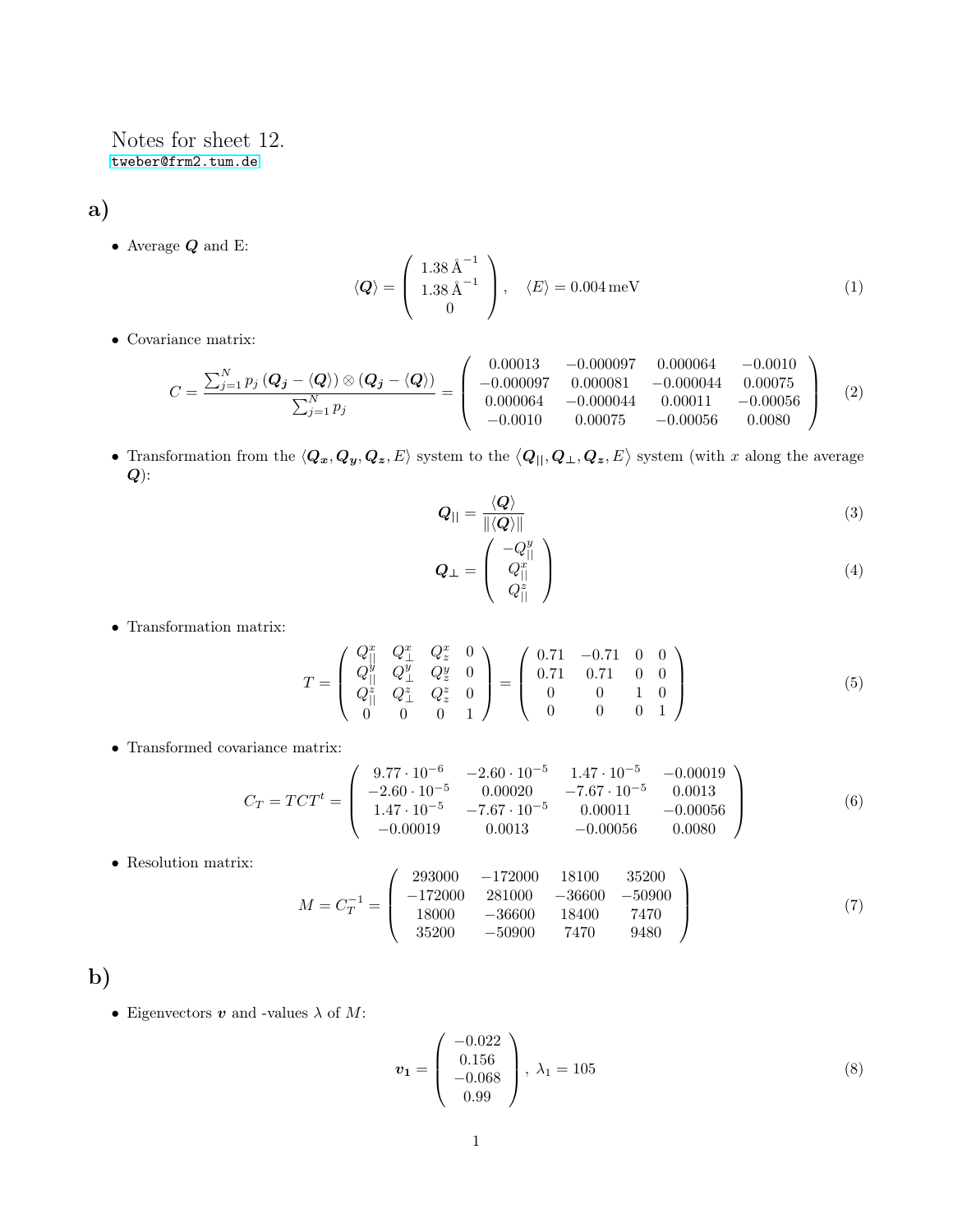Notes for sheet 12.

tweber@frm2.tum.de

## a)

- Average $\boldsymbol{Q}$ and E:

$$\langle \boldsymbol{Q} \rangle = \begin{pmatrix} 1.38\,\text{Å}^{-1} \\ 1.38\,\text{Å}^{-1} \\ 0 \end{pmatrix}, \quad \langle E \rangle = 0.004\,\text{meV} \tag{1}$$

- Covariance matrix:

$$C = \frac{\sum_{j=1}^{N} p_j \left(\boldsymbol{Q_j} - \langle \boldsymbol{Q} \rangle\right) \otimes \left(\boldsymbol{Q_j} - \langle \boldsymbol{Q} \rangle\right)}{\sum_{j=1}^{N} p_j} = \begin{pmatrix} 0.00013 & -0.000097 & 0.000064 & -0.0010 \\ -0.000097 & 0.000081 & -0.000044 & 0.00075 \\ 0.000064 & -0.000044 & 0.00011 & -0.00056 \\ -0.0010 & 0.00075 & -0.00056 & 0.0080 \end{pmatrix} \tag{2}$$

- Transformation from the $\langle \boldsymbol{Q_x}, \boldsymbol{Q_y}, \boldsymbol{Q_z}, E \rangle$ system to the $\langle \boldsymbol{Q}_{||}, \boldsymbol{Q}_{\perp}, \boldsymbol{Q_z}, E \rangle$ system (with $x$ along the average $\boldsymbol{Q}$):

$$\boldsymbol{Q}_{||} = \frac{\langle \boldsymbol{Q} \rangle}{\|\langle \boldsymbol{Q} \rangle\|} \tag{3}$$

$$\boldsymbol{Q}_{\perp} = \begin{pmatrix} -Q_{||}^{y} \\ Q_{||}^{x} \\ Q_{||}^{z} \end{pmatrix} \tag{4}$$

- Transformation matrix:

$$T = \begin{pmatrix} Q_{||}^{x} & Q_{\perp}^{x} & Q_{z}^{x} & 0 \\ Q_{||}^{y} & Q_{\perp}^{y} & Q_{z}^{y} & 0 \\ Q_{||}^{z} & Q_{\perp}^{z} & Q_{z}^{z} & 0 \\ 0 & 0 & 0 & 1 \end{pmatrix} = \begin{pmatrix} 0.71 & -0.71 & 0 & 0 \\ 0.71 & 0.71 & 0 & 0 \\ 0 & 0 & 1 & 0 \\ 0 & 0 & 0 & 1 \end{pmatrix} \tag{5}$$

- Transformed covariance matrix:

$$C_T = TCT^t = \begin{pmatrix} 9.77 \cdot 10^{-6} & -2.60 \cdot 10^{-5} & 1.47 \cdot 10^{-5} & -0.00019 \\ -2.60 \cdot 10^{-5} & 0.00020 & -7.67 \cdot 10^{-5} & 0.0013 \\ 1.47 \cdot 10^{-5} & -7.67 \cdot 10^{-5} & 0.00011 & -0.00056 \\ -0.00019 & 0.0013 & -0.00056 & 0.0080 \end{pmatrix} \tag{6}$$

- Resolution matrix:

$$M = C_T^{-1} = \begin{pmatrix} 293000 & -172000 & 18100 & 35200 \\ -172000 & 281000 & -36600 & -50900 \\ 18000 & -36600 & 18400 & 7470 \\ 35200 & -50900 & 7470 & 9480 \end{pmatrix} \tag{7}$$

## b)

- Eigenvectors $\boldsymbol{v}$ and -values $\lambda$ of $M$:

$$\boldsymbol{v_1} = \begin{pmatrix} -0.022 \\ 0.156 \\ -0.068 \\ 0.99 \end{pmatrix}, \; \lambda_1 = 105 \tag{8}$$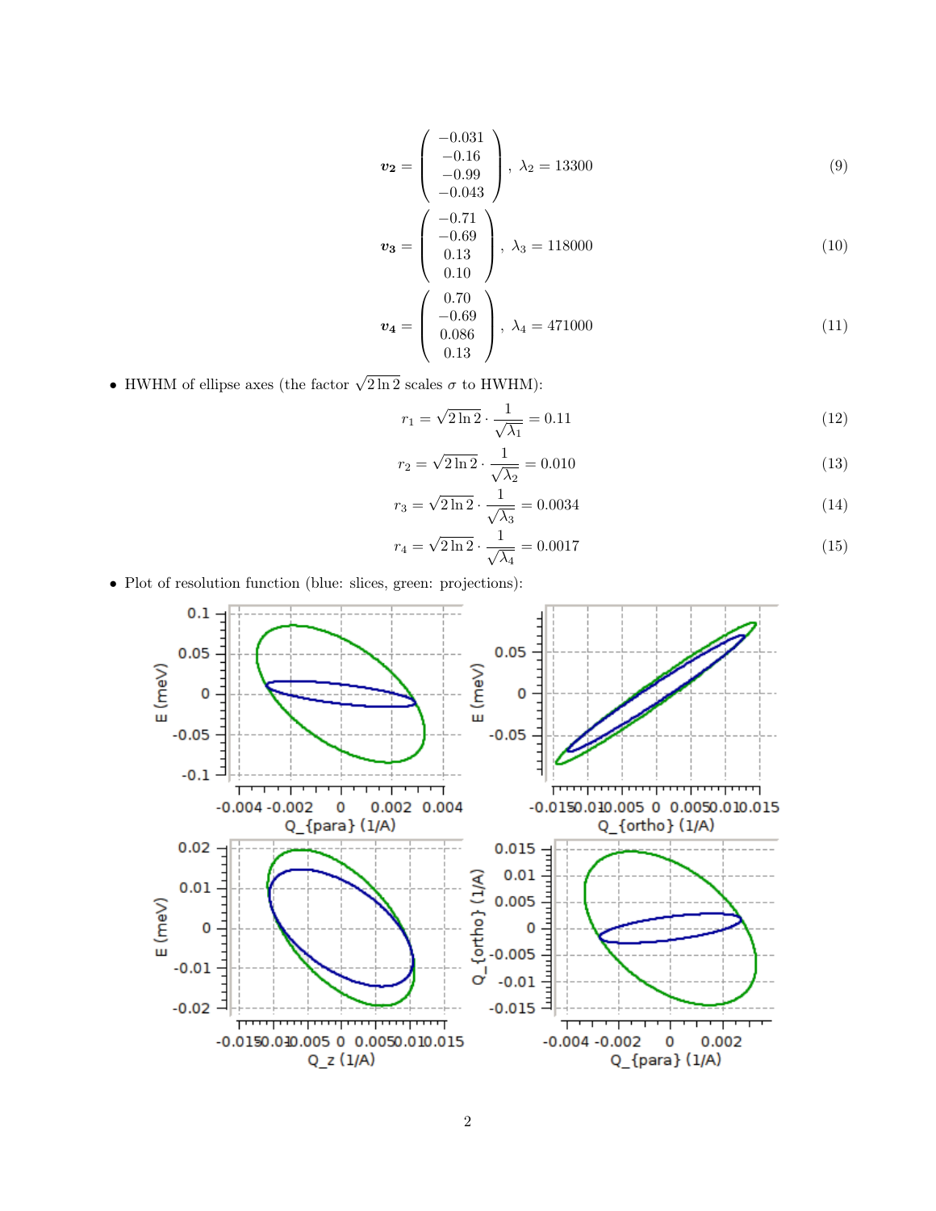$$\boldsymbol{v_2} = \begin{pmatrix} -0.031 \\ -0.16 \\ -0.99 \\ -0.043 \end{pmatrix}, \ \lambda_2 = 13300 \tag{9}$$

$$\boldsymbol{v_3} = \begin{pmatrix} -0.71 \\ -0.69 \\ 0.13 \\ 0.10 \end{pmatrix}, \ \lambda_3 = 118000 \tag{10}$$

$$\boldsymbol{v_4} = \begin{pmatrix} 0.70 \\ -0.69 \\ 0.086 \\ 0.13 \end{pmatrix}, \ \lambda_4 = 471000 \tag{11}$$

- HWHM of ellipse axes (the factor $\sqrt{2 \ln 2}$ scales $\sigma$ to HWHM):

$$r_1 = \sqrt{2 \ln 2} \cdot \frac{1}{\sqrt{\lambda_1}} = 0.11 \tag{12}$$

$$r_2 = \sqrt{2 \ln 2} \cdot \frac{1}{\sqrt{\lambda_2}} = 0.010 \tag{13}$$

$$r_3 = \sqrt{2 \ln 2} \cdot \frac{1}{\sqrt{\lambda_3}} = 0.0034 \tag{14}$$

$$r_4 = \sqrt{2 \ln 2} \cdot \frac{1}{\sqrt{\lambda_4}} = 0.0017 \tag{15}$$

- Plot of resolution function (blue: slices, green: projections):

E (meV)
0.1
0.05
0
-0.05
-0.1
-0.004 -0.002 0 0.002 0.004
Q_{para} (1/A)

E (meV)
0.05
0
-0.05
-0.015 -0.01 -0.005 0 0.005 0.01 0.015
Q_{ortho} (1/A)

E (meV)
0.02
0.01
0
-0.01
-0.02
-0.015 -0.01 -0.005 0 0.005 0.01 0.015
Q_z (1/A)

Q_{ortho} (1/A)
0.015
0.01
0.005
0
-0.005
-0.01
-0.015
-0.004 -0.002 0 0.002
Q_{para} (1/A)